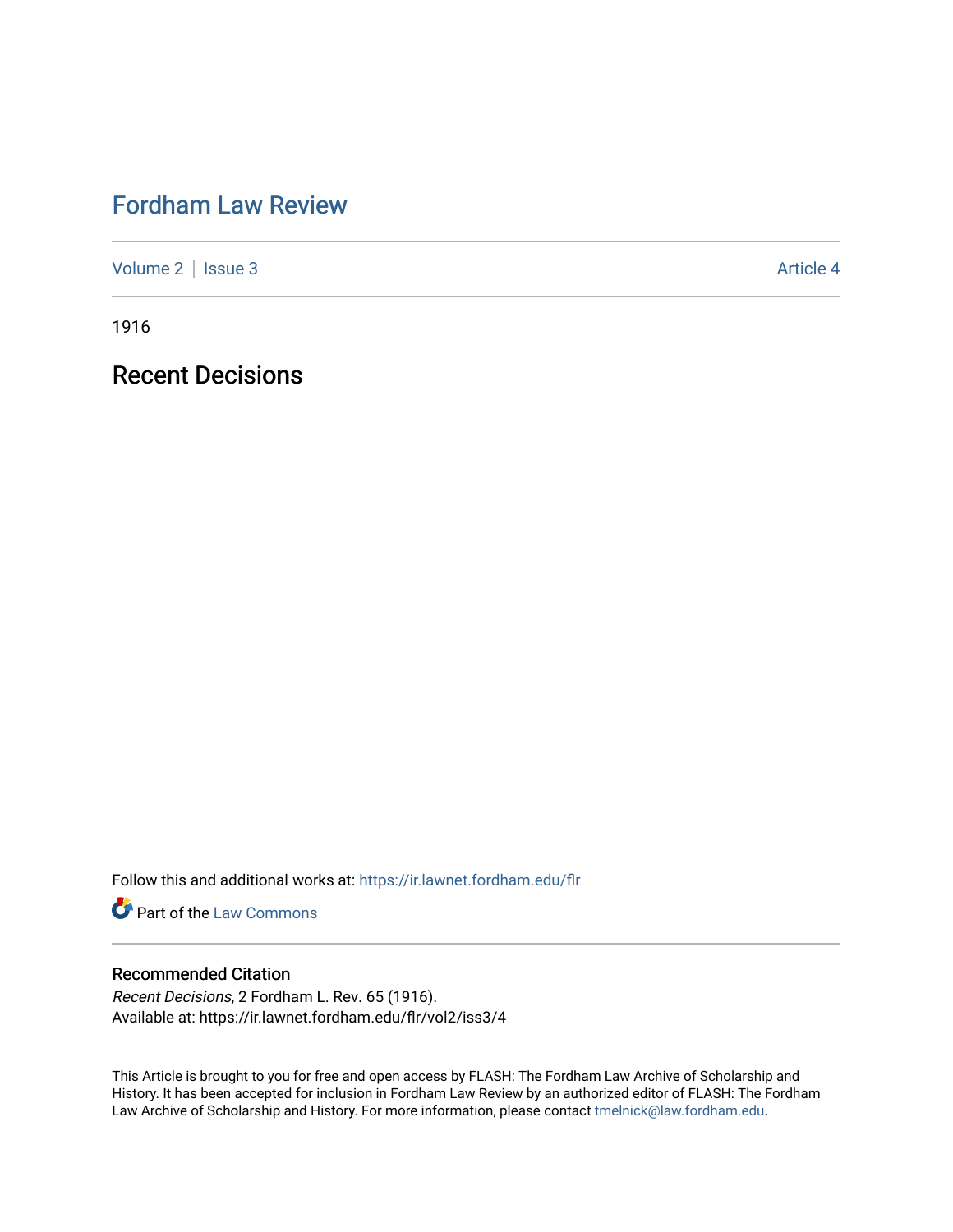# Fordham Law Review

Volume 2 | Issue 3 Article 4

1916

## Recent Decisions

Follow this and additional works at: https://ir.lawnet.fordham.edu/flr

Part of the Law Commons

### Recommended Citation

*Recent Decisions*, 2 Fordham L. Rev. 65 (1916).
Available at: https://ir.lawnet.fordham.edu/flr/vol2/iss3/4

This Article is brought to you for free and open access by FLASH: The Fordham Law Archive of Scholarship and History. It has been accepted for inclusion in Fordham Law Review by an authorized editor of FLASH: The Fordham Law Archive of Scholarship and History. For more information, please contact tmelnick@law.fordham.edu.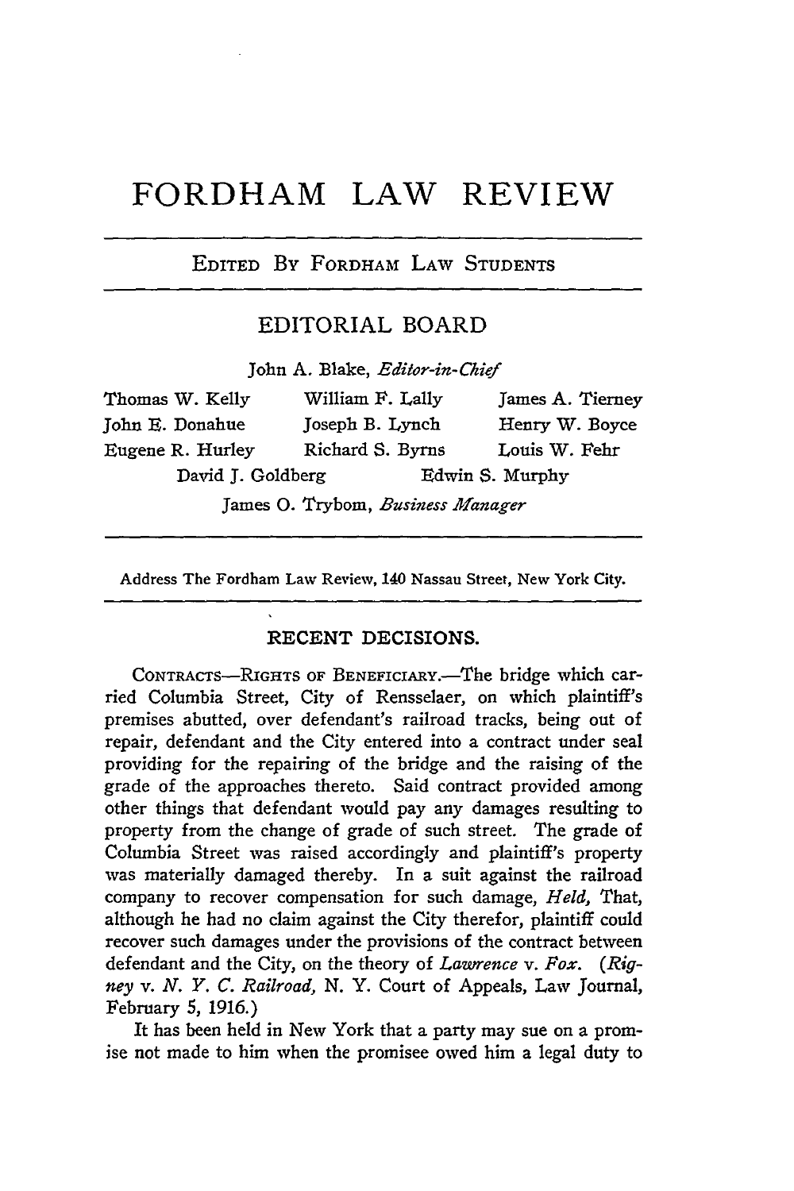# FORDHAM LAW REVIEW

EDITED BY FORDHAM LAW STUDENTS

## EDITORIAL BOARD

John A. Blake, *Editor-in-Chief*

Thomas W. Kelly, William F. Lally, James A. Tierney, John E. Donahue, Joseph B. Lynch, Henry W. Boyce, Eugene R. Hurley, Richard S. Byrns, Louis W. Fehr, David J. Goldberg, Edwin S. Murphy

James O. Trybom, *Business Manager*

Address The Fordham Law Review, 140 Nassau Street, New York City.

## RECENT DECISIONS.

CONTRACTS—RIGHTS OF BENEFICIARY.—The bridge which carried Columbia Street, City of Rensselaer, on which plaintiff's premises abutted, over defendant's railroad tracks, being out of repair, defendant and the City entered into a contract under seal providing for the repairing of the bridge and the raising of the grade of the approaches thereto. Said contract provided among other things that defendant would pay any damages resulting to property from the change of grade of such street. The grade of Columbia Street was raised accordingly and plaintiff's property was materially damaged thereby. In a suit against the railroad company to recover compensation for such damage, *Held,* That, although he had no claim against the City therefor, plaintiff could recover such damages under the provisions of the contract between defendant and the City, on the theory of *Lawrence* v. *Fox*. (*Rigney* v. *N. Y. C. Railroad,* N. Y. Court of Appeals, Law Journal, February 5, 1916.)

It has been held in New York that a party may sue on a promise not made to him when the promisee owed him a legal duty to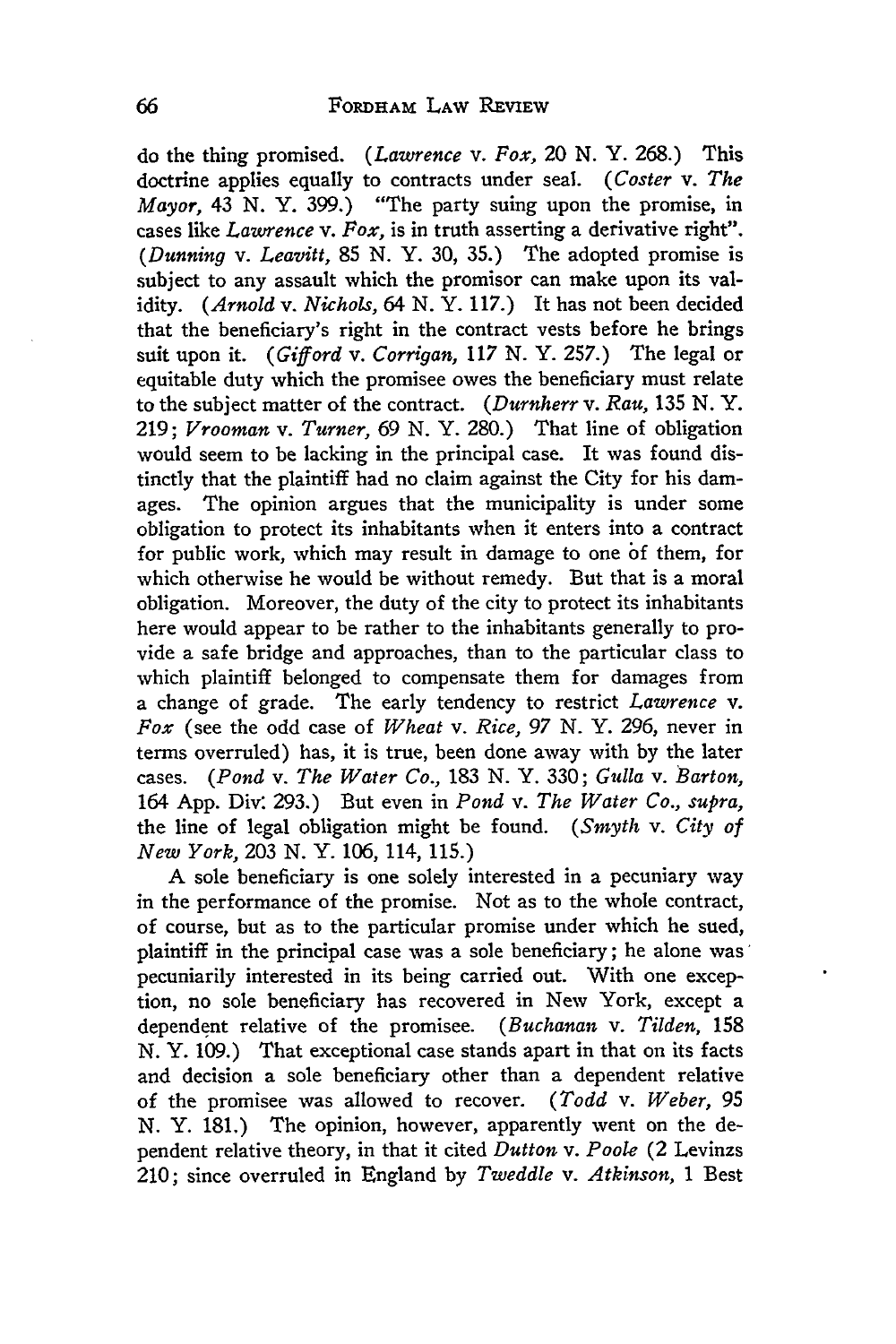do the thing promised. (*Lawrence* v. *Fox*, 20 N. Y. 268.) This doctrine applies equally to contracts under seal. (*Coster* v. *The Mayor*, 43 N. Y. 399.) "The party suing upon the promise, in cases like *Lawrence* v. *Fox*, is in truth asserting a derivative right". (*Dunning* v. *Leavitt*, 85 N. Y. 30, 35.) The adopted promise is subject to any assault which the promisor can make upon its validity. (*Arnold* v. *Nichols*, 64 N. Y. 117.) It has not been decided that the beneficiary's right in the contract vests before he brings suit upon it. (*Gifford* v. *Corrigan*, 117 N. Y. 257.) The legal or equitable duty which the promisee owes the beneficiary must relate to the subject matter of the contract. (*Durnherr* v. *Rau*, 135 N. Y. 219; *Vrooman* v. *Turner*, 69 N. Y. 280.) That line of obligation would seem to be lacking in the principal case. It was found distinctly that the plaintiff had no claim against the City for his damages. The opinion argues that the municipality is under some obligation to protect its inhabitants when it enters into a contract for public work, which may result in damage to one of them, for which otherwise he would be without remedy. But that is a moral obligation. Moreover, the duty of the city to protect its inhabitants here would appear to be rather to the inhabitants generally to provide a safe bridge and approaches, than to the particular class to which plaintiff belonged to compensate them for damages from a change of grade. The early tendency to restrict *Lawrence* v. *Fox* (see the odd case of *Wheat* v. *Rice*, 97 N. Y. 296, never in terms overruled) has, it is true, been done away with by the later cases. (*Pond* v. *The Water Co.*, 183 N. Y. 330; *Gulla* v. *Barton*, 164 App. Div. 293.) But even in *Pond* v. *The Water Co., supra*, the line of legal obligation might be found. (*Smyth* v. *City of New York*, 203 N. Y. 106, 114, 115.)

A sole beneficiary is one solely interested in a pecuniary way in the performance of the promise. Not as to the whole contract, of course, but as to the particular promise under which he sued, plaintiff in the principal case was a sole beneficiary; he alone was pecuniarily interested in its being carried out. With one exception, no sole beneficiary has recovered in New York, except a dependent relative of the promisee. (*Buchanan* v. *Tilden*, 158 N. Y. 109.) That exceptional case stands apart in that on its facts and decision a sole beneficiary other than a dependent relative of the promisee was allowed to recover. (*Todd* v. *Weber*, 95 N. Y. 181.) The opinion, however, apparently went on the dependent relative theory, in that it cited *Dutton* v. *Poole* (2 Levinzs 210; since overruled in England by *Tweddle* v. *Atkinson*, 1 Best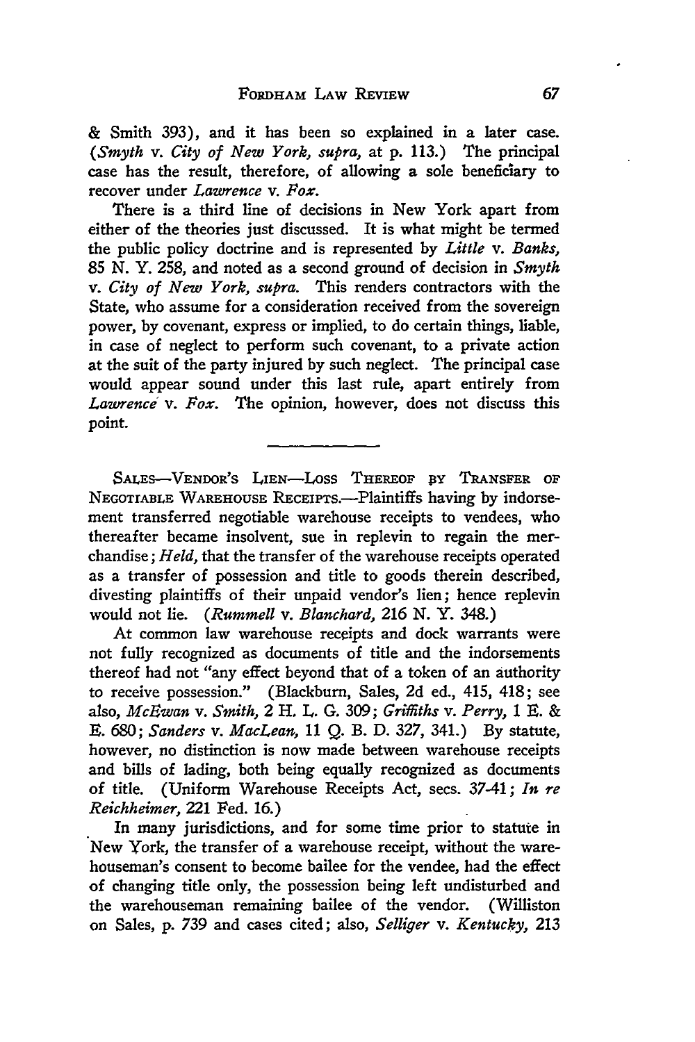& Smith 393), and it has been so explained in a later case. (*Smyth* v. *City of New York, supra,* at p. 113.) The principal case has the result, therefore, of allowing a sole beneficiary to recover under *Lawrence* v. *Fox*.

There is a third line of decisions in New York apart from either of the theories just discussed. It is what might be termed the public policy doctrine and is represented by *Little* v. *Banks*, 85 N. Y. 258, and noted as a second ground of decision in *Smyth* v. *City of New York, supra.* This renders contractors with the State, who assume for a consideration received from the sovereign power, by covenant, express or implied, to do certain things, liable, in case of neglect to perform such covenant, to a private action at the suit of the party injured by such neglect. The principal case would appear sound under this last rule, apart entirely from *Lawrence* v. *Fox*. The opinion, however, does not discuss this point.

---

SALES—VENDOR'S LIEN—LOSS THEREOF BY TRANSFER OF NEGOTIABLE WAREHOUSE RECEIPTS.—Plaintiffs having by indorsement transferred negotiable warehouse receipts to vendees, who thereafter became insolvent, sue in replevin to regain the merchandise; *Held,* that the transfer of the warehouse receipts operated as a transfer of possession and title to goods therein described, divesting plaintiffs of their unpaid vendor's lien; hence replevin would not lie. (*Rummell* v. *Blanchard,* 216 N. Y. 348.)

At common law warehouse receipts and dock warrants were not fully recognized as documents of title and the indorsements thereof had not "any effect beyond that of a token of an authority to receive possession." (Blackburn, Sales, 2d ed., 415, 418; see also, *McEwan* v. *Smith,* 2 H. L. G. 309; *Griffiths* v. *Perry,* 1 E. & E. 680; *Sanders* v. *MacLean,* 11 Q. B. D. 327, 341.) By statute, however, no distinction is now made between warehouse receipts and bills of lading, both being equally recognized as documents of title. (Uniform Warehouse Receipts Act, secs. 37-41; *In re Reichheimer,* 221 Fed. 16.)

In many jurisdictions, and for some time prior to statute in New York, the transfer of a warehouse receipt, without the warehouseman's consent to become bailee for the vendee, had the effect of changing title only, the possession being left undisturbed and the warehouseman remaining bailee of the vendor. (Williston on Sales, p. 739 and cases cited; also, *Selliger* v. *Kentucky,* 213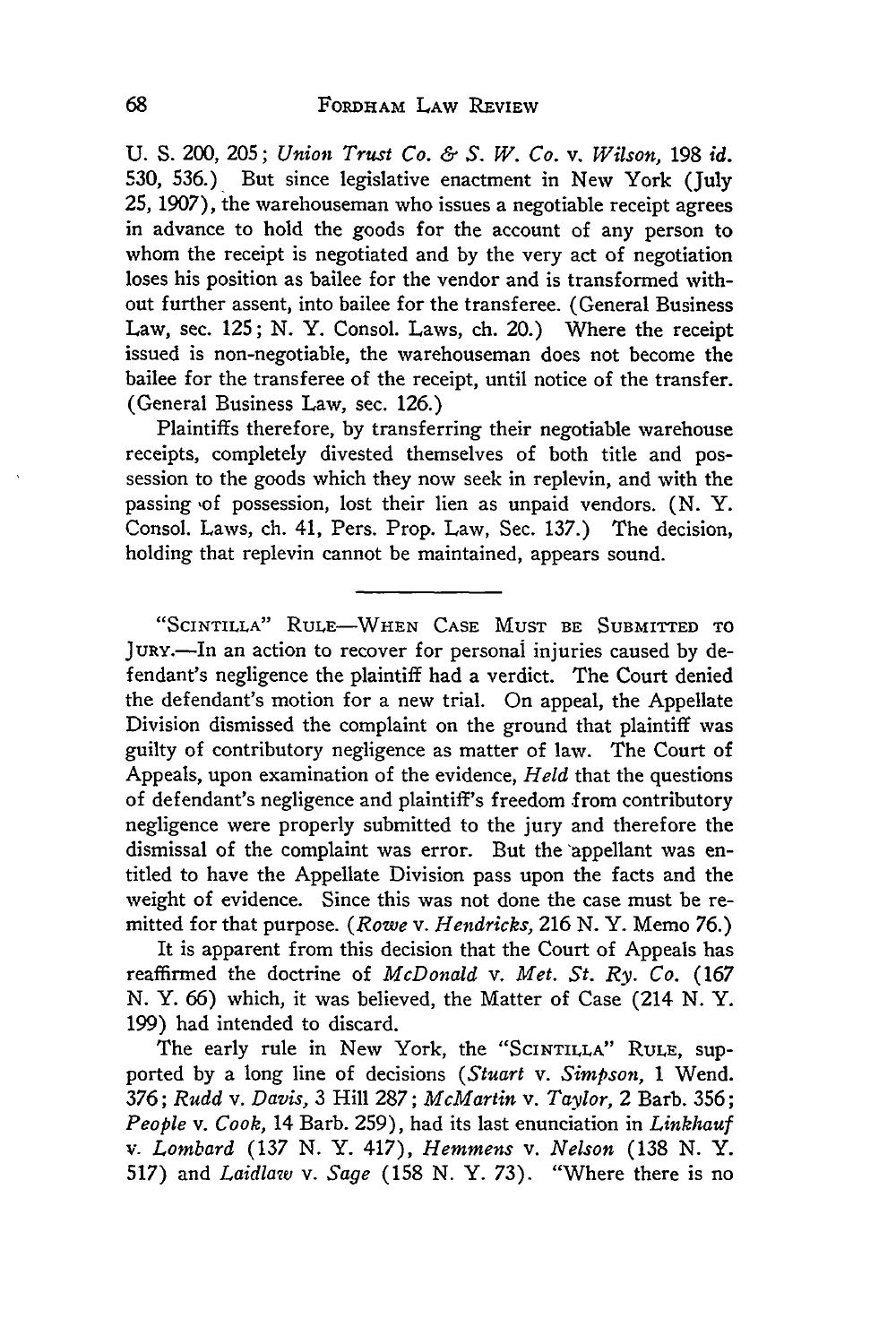U. S. 200, 205; *Union Trust Co. & S. W. Co.* v. *Wilson*, 198 *id.* 530, 536.) But since legislative enactment in New York (July 25, 1907), the warehouseman who issues a negotiable receipt agrees in advance to hold the goods for the account of any person to whom the receipt is negotiated and by the very act of negotiation loses his position as bailee for the vendor and is transformed without further assent, into bailee for the transferee. (General Business Law, sec. 125; N. Y. Consol. Laws, ch. 20.) Where the receipt issued is non-negotiable, the warehouseman does not become the bailee for the transferee of the receipt, until notice of the transfer. (General Business Law, sec. 126.)

Plaintiffs therefore, by transferring their negotiable warehouse receipts, completely divested themselves of both title and possession to the goods which they now seek in replevin, and with the passing of possession, lost their lien as unpaid vendors. (N. Y. Consol. Laws, ch. 41, Pers. Prop. Law, Sec. 137.) The decision, holding that replevin cannot be maintained, appears sound.

---

"SCINTILLA" RULE—WHEN CASE MUST BE SUBMITTED TO JURY.—In an action to recover for personal injuries caused by defendant's negligence the plaintiff had a verdict. The Court denied the defendant's motion for a new trial. On appeal, the Appellate Division dismissed the complaint on the ground that plaintiff was guilty of contributory negligence as matter of law. The Court of Appeals, upon examination of the evidence, *Held* that the questions of defendant's negligence and plaintiff's freedom from contributory negligence were properly submitted to the jury and therefore the dismissal of the complaint was error. But the appellant was entitled to have the Appellate Division pass upon the facts and the weight of evidence. Since this was not done the case must be remitted for that purpose. (*Rowe* v. *Hendricks*, 216 N. Y. Memo 76.)

It is apparent from this decision that the Court of Appeals has reaffirmed the doctrine of *McDonald* v. *Met. St. Ry. Co.* (167 N. Y. 66) which, it was believed, the Matter of Case (214 N. Y. 199) had intended to discard.

The early rule in New York, the "SCINTILLA" RULE, supported by a long line of decisions (*Stuart* v. *Simpson*, 1 Wend. 376; *Rudd* v. *Davis*, 3 Hill 287; *McMartin* v. *Taylor*, 2 Barb. 356; *People* v. *Cook*, 14 Barb. 259), had its last enunciation in *Linkhauf* v. *Lombard* (137 N. Y. 417), *Hemmens* v. *Nelson* (138 N. Y. 517) and *Laidlaw* v. *Sage* (158 N. Y. 73). "Where there is no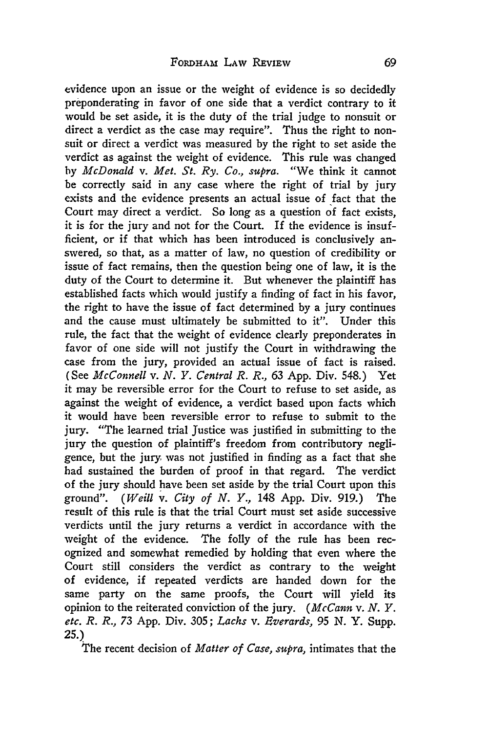evidence upon an issue or the weight of evidence is so decidedly preponderating in favor of one side that a verdict contrary to it would be set aside, it is the duty of the trial judge to nonsuit or direct a verdict as the case may require". Thus the right to nonsuit or direct a verdict was measured by the right to set aside the verdict as against the weight of evidence. This rule was changed by *McDonald* v. *Met. St. Ry. Co., supra.* "We think it cannot be correctly said in any case where the right of trial by jury exists and the evidence presents an actual issue of fact that the Court may direct a verdict. So long as a question of fact exists, it is for the jury and not for the Court. If the evidence is insufficient, or if that which has been introduced is conclusively answered, so that, as a matter of law, no question of credibility or issue of fact remains, then the question being one of law, it is the duty of the Court to determine it. But whenever the plaintiff has established facts which would justify a finding of fact in his favor, the right to have the issue of fact determined by a jury continues and the cause must ultimately be submitted to it". Under this rule, the fact that the weight of evidence clearly preponderates in favor of one side will not justify the Court in withdrawing the case from the jury, provided an actual issue of fact is raised. (See *McConnell* v. *N. Y. Central R. R.*, 63 App. Div. 548.) Yet it may be reversible error for the Court to refuse to set aside, as against the weight of evidence, a verdict based upon facts which it would have been reversible error to refuse to submit to the jury. "The learned trial Justice was justified in submitting to the jury the question of plaintiff's freedom from contributory negligence, but the jury was not justified in finding as a fact that she had sustained the burden of proof in that regard. The verdict of the jury should have been set aside by the trial Court upon this ground". (*Weill* v. *City of N. Y.*, 148 App. Div. 919.) The result of this rule is that the trial Court must set aside successive verdicts until the jury returns a verdict in accordance with the weight of the evidence. The folly of the rule has been recognized and somewhat remedied by holding that even where the Court still considers the verdict as contrary to the weight of evidence, if repeated verdicts are handed down for the same party on the same proofs, the Court will yield its opinion to the reiterated conviction of the jury. (*McCann* v. *N. Y. etc. R. R.*, 73 App. Div. 305; *Lachs* v. *Everards*, 95 N. Y. Supp. 25.)

The recent decision of *Matter of Case, supra,* intimates that the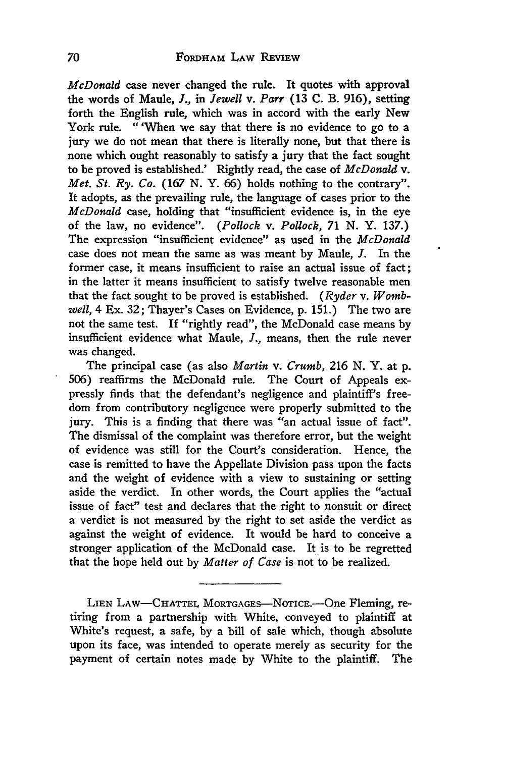*McDonald* case never changed the rule. It quotes with approval the words of Maule, *J.*, in *Jewell* v. *Parr* (13 C. B. 916), setting forth the English rule, which was in accord with the early New York rule. " 'When we say that there is no evidence to go to a jury we do not mean that there is literally none, but that there is none which ought reasonably to satisfy a jury that the fact sought to be proved is established.' Rightly read, the case of *McDonald* v. *Met. St. Ry. Co.* (167 N. Y. 66) holds nothing to the contrary". It adopts, as the prevailing rule, the language of cases prior to the *McDonald* case, holding that "insufficient evidence is, in the eye of the law, no evidence". (*Pollock* v. *Pollock*, 71 N. Y. 137.) The expression "insufficient evidence" as used in the *McDonald* case does not mean the same as was meant by Maule, *J.* In the former case, it means insufficient to raise an actual issue of fact; in the latter it means insufficient to satisfy twelve reasonable men that the fact sought to be proved is established. (*Ryder* v. *Wombwell*, 4 Ex. 32; Thayer's Cases on Evidence, p. 151.) The two are not the same test. If "rightly read", the McDonald case means by insufficient evidence what Maule, *J.*, means, then the rule never was changed.

The principal case (as also *Martin* v. *Crumb*, 216 N. Y. at p. 506) reaffirms the McDonald rule. The Court of Appeals expressly finds that the defendant's negligence and plaintiff's freedom from contributory negligence were properly submitted to the jury. This is a finding that there was "an actual issue of fact". The dismissal of the complaint was therefore error, but the weight of evidence was still for the Court's consideration. Hence, the case is remitted to have the Appellate Division pass upon the facts and the weight of evidence with a view to sustaining or setting aside the verdict. In other words, the Court applies the "actual issue of fact" test and declares that the right to nonsuit or direct a verdict is not measured by the right to set aside the verdict as against the weight of evidence. It would be hard to conceive a stronger application of the McDonald case. It is to be regretted that the hope held out by *Matter of Case* is not to be realized.

---

LIEN LAW—CHATTEL MORTGAGES—NOTICE.—One Fleming, retiring from a partnership with White, conveyed to plaintiff at White's request, a safe, by a bill of sale which, though absolute upon its face, was intended to operate merely as security for the payment of certain notes made by White to the plaintiff. The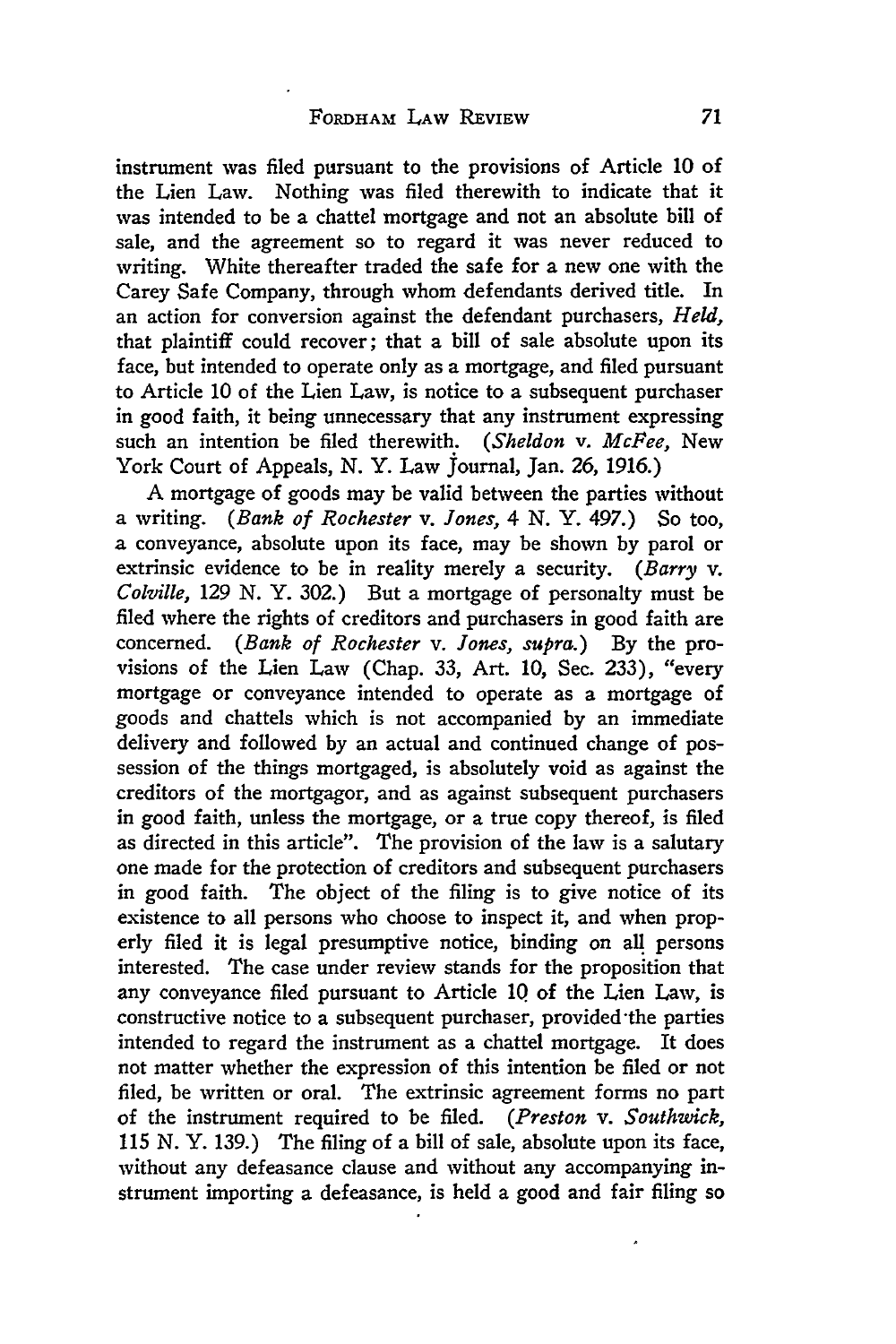instrument was filed pursuant to the provisions of Article 10 of the Lien Law. Nothing was filed therewith to indicate that it was intended to be a chattel mortgage and not an absolute bill of sale, and the agreement so to regard it was never reduced to writing. White thereafter traded the safe for a new one with the Carey Safe Company, through whom defendants derived title. In an action for conversion against the defendant purchasers, *Held,* that plaintiff could recover; that a bill of sale absolute upon its face, but intended to operate only as a mortgage, and filed pursuant to Article 10 of the Lien Law, is notice to a subsequent purchaser in good faith, it being unnecessary that any instrument expressing such an intention be filed therewith. (*Sheldon* v. *McFee,* New York Court of Appeals, N. Y. Law Journal, Jan. 26, 1916.)

A mortgage of goods may be valid between the parties without a writing. (*Bank of Rochester* v. *Jones,* 4 N. Y. 497.) So too, a conveyance, absolute upon its face, may be shown by parol or extrinsic evidence to be in reality merely a security. (*Barry* v. *Colville,* 129 N. Y. 302.) But a mortgage of personalty must be filed where the rights of creditors and purchasers in good faith are concerned. (*Bank of Rochester* v. *Jones, supra.*) By the provisions of the Lien Law (Chap. 33, Art. 10, Sec. 233), "every mortgage or conveyance intended to operate as a mortgage of goods and chattels which is not accompanied by an immediate delivery and followed by an actual and continued change of possession of the things mortgaged, is absolutely void as against the creditors of the mortgagor, and as against subsequent purchasers in good faith, unless the mortgage, or a true copy thereof, is filed as directed in this article". The provision of the law is a salutary one made for the protection of creditors and subsequent purchasers in good faith. The object of the filing is to give notice of its existence to all persons who choose to inspect it, and when properly filed it is legal presumptive notice, binding on all persons interested. The case under review stands for the proposition that any conveyance filed pursuant to Article 10 of the Lien Law, is constructive notice to a subsequent purchaser, provided the parties intended to regard the instrument as a chattel mortgage. It does not matter whether the expression of this intention be filed or not filed, be written or oral. The extrinsic agreement forms no part of the instrument required to be filed. (*Preston* v. *Southwick,* 115 N. Y. 139.) The filing of a bill of sale, absolute upon its face, without any defeasance clause and without any accompanying instrument importing a defeasance, is held a good and fair filing so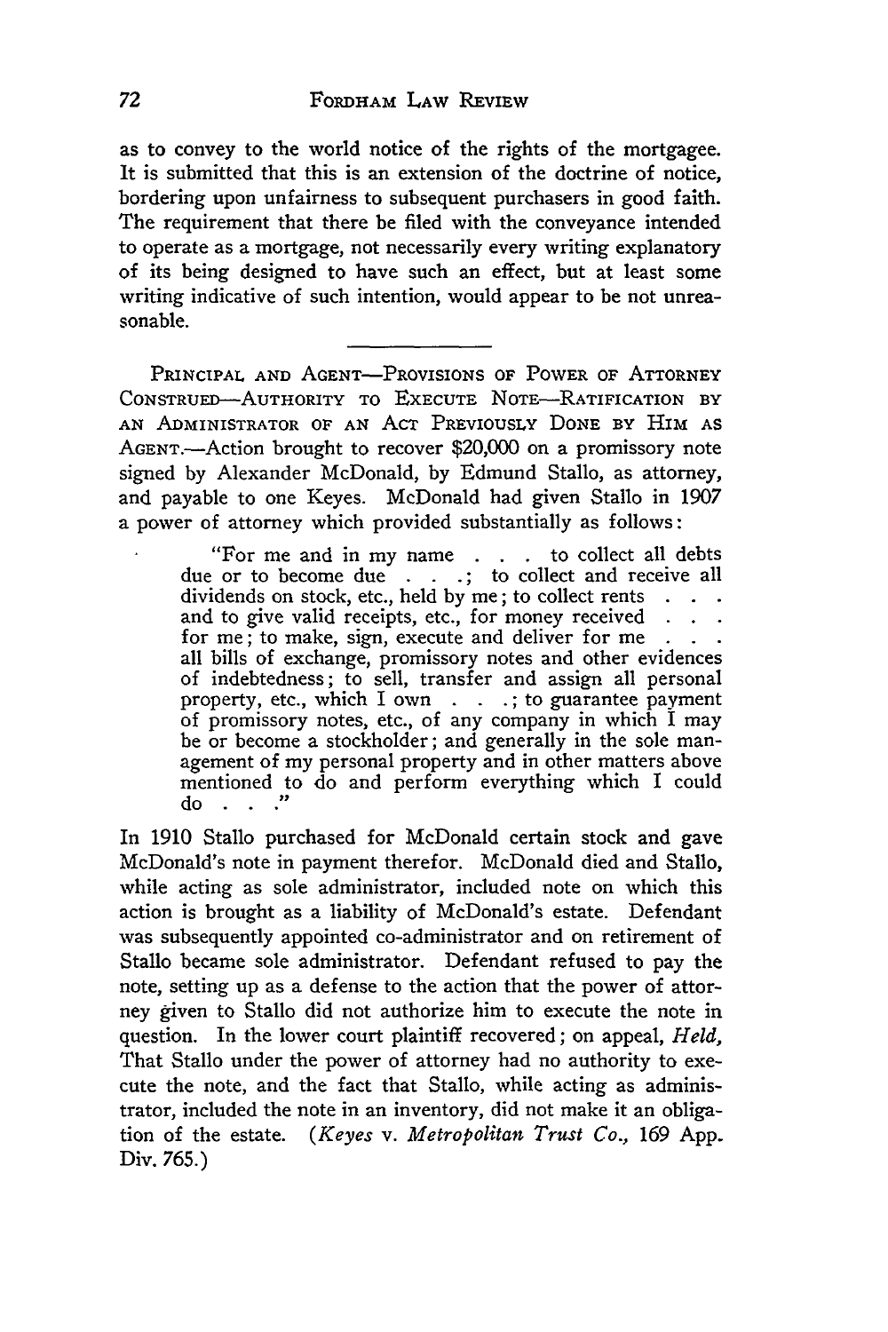as to convey to the world notice of the rights of the mortgagee. It is submitted that this is an extension of the doctrine of notice, bordering upon unfairness to subsequent purchasers in good faith. The requirement that there be filed with the conveyance intended to operate as a mortgage, not necessarily every writing explanatory of its being designed to have such an effect, but at least some writing indicative of such intention, would appear to be not unreasonable.

---

PRINCIPAL AND AGENT—PROVISIONS OF POWER OF ATTORNEY CONSTRUED—AUTHORITY TO EXECUTE NOTE—RATIFICATION BY AN ADMINISTRATOR OF AN ACT PREVIOUSLY DONE BY HIM AS AGENT.—Action brought to recover $20,000 on a promissory note signed by Alexander McDonald, by Edmund Stallo, as attorney, and payable to one Keyes. McDonald had given Stallo in 1907 a power of attorney which provided substantially as follows:

> "For me and in my name . . . to collect all debts due or to become due . . .; to collect and receive all dividends on stock, etc., held by me; to collect rents . . . and to give valid receipts, etc., for money received . . . for me; to make, sign, execute and deliver for me . . . all bills of exchange, promissory notes and other evidences of indebtedness; to sell, transfer and assign all personal property, etc., which I own . . .; to guarantee payment of promissory notes, etc., of any company in which I may be or become a stockholder; and generally in the sole management of my personal property and in other matters above mentioned to do and perform everything which I could do . . ."

In 1910 Stallo purchased for McDonald certain stock and gave McDonald's note in payment therefor. McDonald died and Stallo, while acting as sole administrator, included note on which this action is brought as a liability of McDonald's estate. Defendant was subsequently appointed co-administrator and on retirement of Stallo became sole administrator. Defendant refused to pay the note, setting up as a defense to the action that the power of attorney given to Stallo did not authorize him to execute the note in question. In the lower court plaintiff recovered; on appeal, *Held,* That Stallo under the power of attorney had no authority to execute the note, and the fact that Stallo, while acting as administrator, included the note in an inventory, did not make it an obligation of the estate. (*Keyes* v. *Metropolitan Trust Co.,* 169 App. Div. 765.)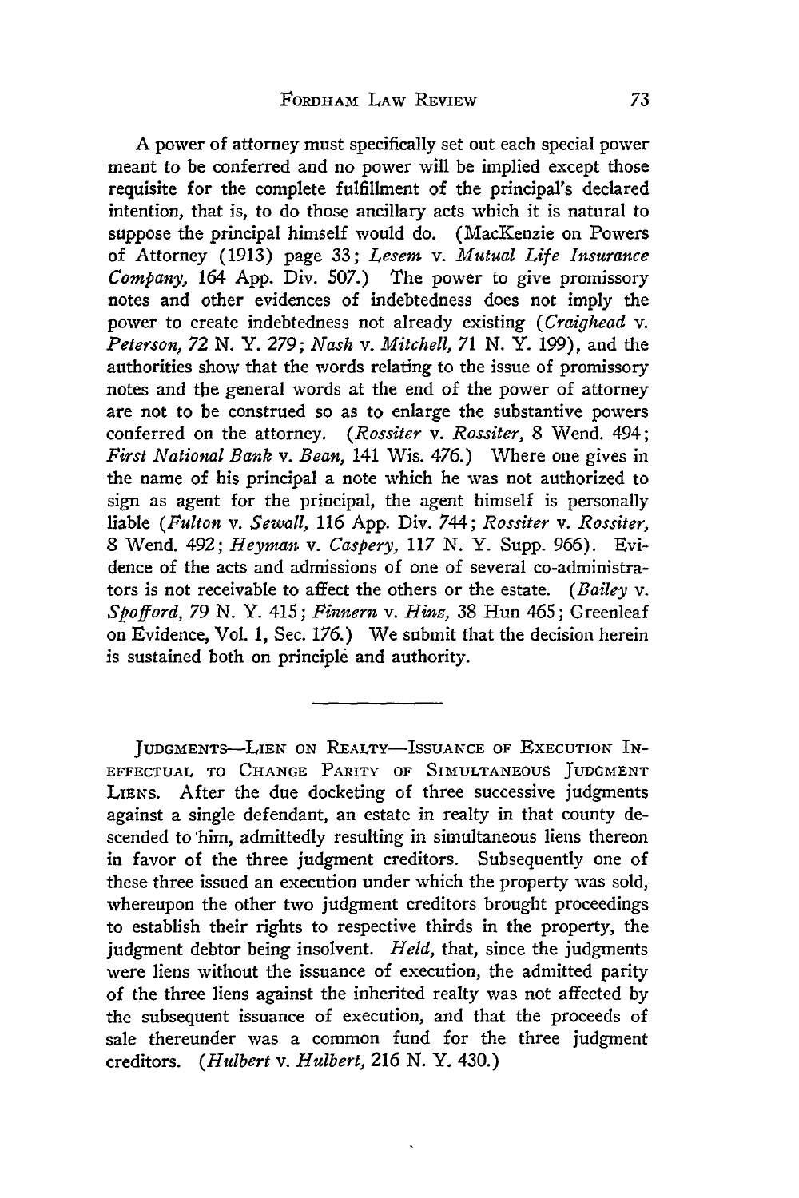A power of attorney must specifically set out each special power meant to be conferred and no power will be implied except those requisite for the complete fulfillment of the principal's declared intention, that is, to do those ancillary acts which it is natural to suppose the principal himself would do. (MacKenzie on Powers of Attorney (1913) page 33; *Lesem* v. *Mutual Life Insurance Company,* 164 App. Div. 507.) The power to give promissory notes and other evidences of indebtedness does not imply the power to create indebtedness not already existing (*Craighead* v. *Peterson,* 72 N. Y. 279; *Nash* v. *Mitchell,* 71 N. Y. 199), and the authorities show that the words relating to the issue of promissory notes and the general words at the end of the power of attorney are not to be construed so as to enlarge the substantive powers conferred on the attorney. (*Rossiter* v. *Rossiter,* 8 Wend. 494; *First National Bank* v. *Bean,* 141 Wis. 476.) Where one gives in the name of his principal a note which he was not authorized to sign as agent for the principal, the agent himself is personally liable (*Fulton* v. *Sewall,* 116 App. Div. 744; *Rossiter* v. *Rossiter,* 8 Wend. 492; *Heyman* v. *Caspery,* 117 N. Y. Supp. 966). Evidence of the acts and admissions of one of several co-administrators is not receivable to affect the others or the estate. (*Bailey* v. *Spofford,* 79 N. Y. 415; *Finnern* v. *Hinz,* 38 Hun 465; Greenleaf on Evidence, Vol. 1, Sec. 176.) We submit that the decision herein is sustained both on principle and authority.

---

JUDGMENTS—LIEN ON REALTY—ISSUANCE OF EXECUTION INEFFECTUAL TO CHANGE PARITY OF SIMULTANEOUS JUDGMENT LIENS. After the due docketing of three successive judgments against a single defendant, an estate in realty in that county descended to him, admittedly resulting in simultaneous liens thereon in favor of the three judgment creditors. Subsequently one of these three issued an execution under which the property was sold, whereupon the other two judgment creditors brought proceedings to establish their rights to respective thirds in the property, the judgment debtor being insolvent. *Held,* that, since the judgments were liens without the issuance of execution, the admitted parity of the three liens against the inherited realty was not affected by the subsequent issuance of execution, and that the proceeds of sale thereunder was a common fund for the three judgment creditors. (*Hulbert* v. *Hulbert,* 216 N. Y. 430.)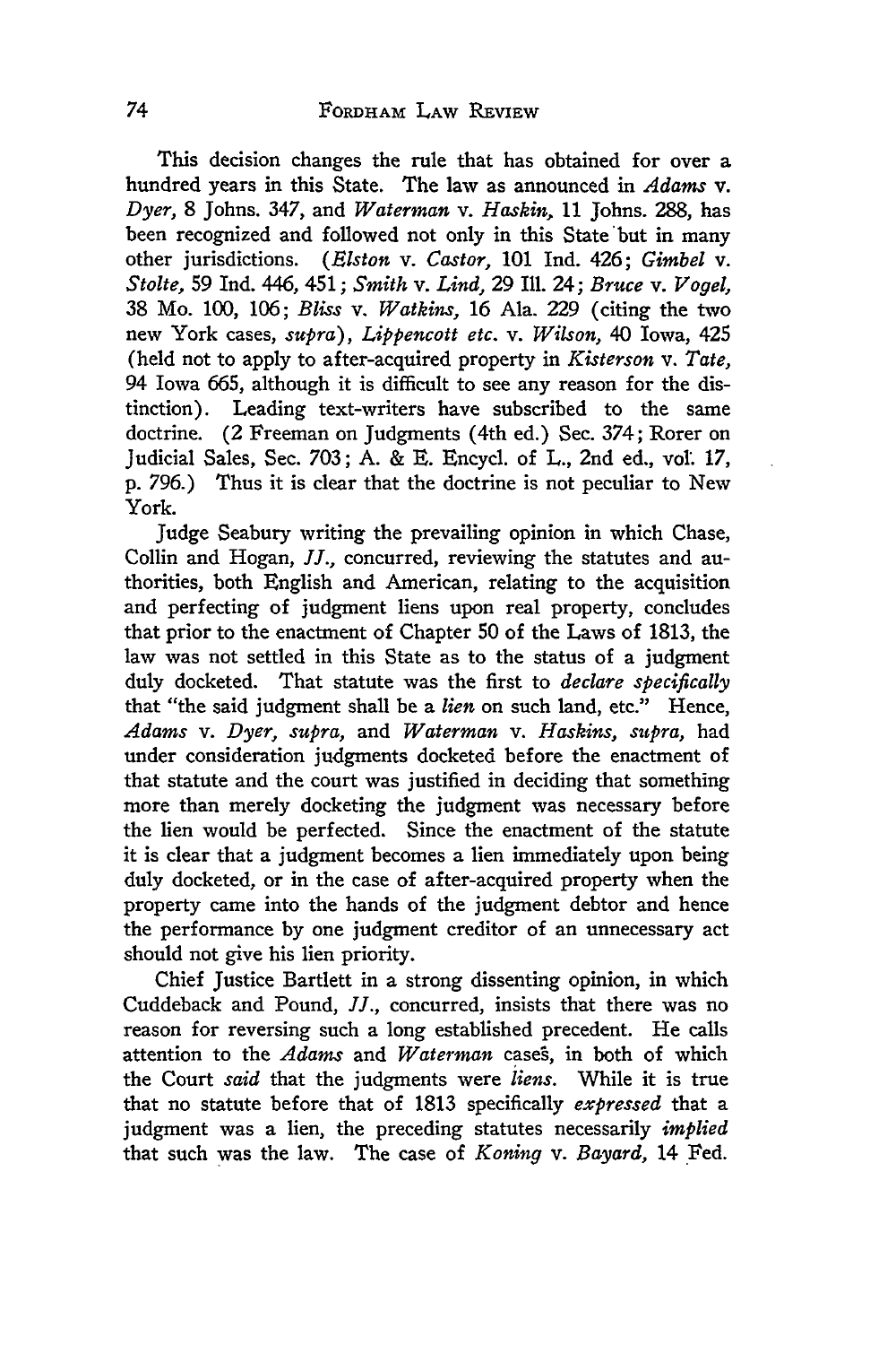This decision changes the rule that has obtained for over a hundred years in this State. The law as announced in *Adams* v. *Dyer*, 8 Johns. 347, and *Waterman* v. *Haskin*, 11 Johns. 288, has been recognized and followed not only in this State but in many other jurisdictions. (*Elston* v. *Castor*, 101 Ind. 426; *Gimbel* v. *Stolte*, 59 Ind. 446, 451; *Smith* v. *Lind*, 29 Ill. 24; *Bruce* v. *Vogel*, 38 Mo. 100, 106; *Bliss* v. *Watkins*, 16 Ala. 229 (citing the two new York cases, *supra*), *Lippencott etc.* v. *Wilson*, 40 Iowa, 425 (held not to apply to after-acquired property in *Kisterson* v. *Tate*, 94 Iowa 665, although it is difficult to see any reason for the distinction). Leading text-writers have subscribed to the same doctrine. (2 Freeman on Judgments (4th ed.) Sec. 374; Rorer on Judicial Sales, Sec. 703; A. & E. Encycl. of L., 2nd ed., vol. 17, p. 796.) Thus it is clear that the doctrine is not peculiar to New York.

Judge Seabury writing the prevailing opinion in which Chase, Collin and Hogan, *JJ.*, concurred, reviewing the statutes and authorities, both English and American, relating to the acquisition and perfecting of judgment liens upon real property, concludes that prior to the enactment of Chapter 50 of the Laws of 1813, the law was not settled in this State as to the status of a judgment duly docketed. That statute was the first to *declare specifically* that "the said judgment shall be a *lien* on such land, etc." Hence, *Adams* v. *Dyer*, *supra*, and *Waterman* v. *Haskins*, *supra*, had under consideration judgments docketed before the enactment of that statute and the court was justified in deciding that something more than merely docketing the judgment was necessary before the lien would be perfected. Since the enactment of the statute it is clear that a judgment becomes a lien immediately upon being duly docketed, or in the case of after-acquired property when the property came into the hands of the judgment debtor and hence the performance by one judgment creditor of an unnecessary act should not give his lien priority.

Chief Justice Bartlett in a strong dissenting opinion, in which Cuddeback and Pound, *JJ.*, concurred, insists that there was no reason for reversing such a long established precedent. He calls attention to the *Adams* and *Waterman* cases, in both of which the Court *said* that the judgments were *liens*. While it is true that no statute before that of 1813 specifically *expressed* that a judgment was a lien, the preceding statutes necessarily *implied* that such was the law. The case of *Koning* v. *Bayard*, 14 Fed.